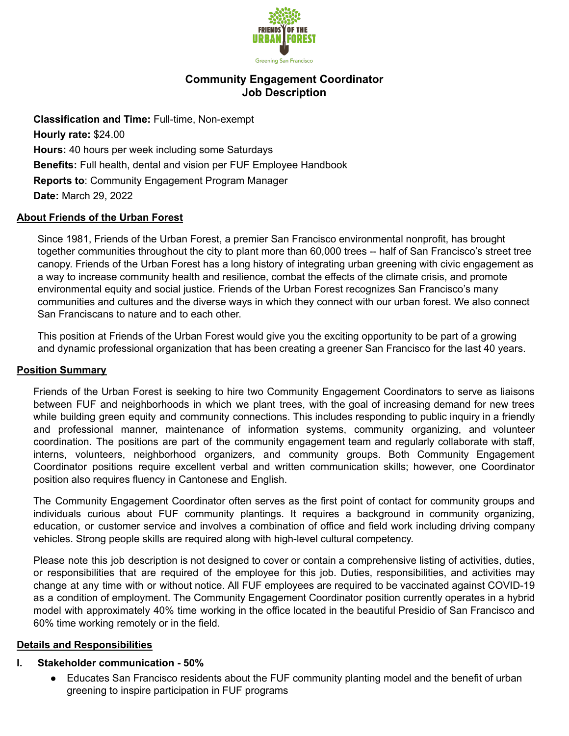# Community Engagement Coordinator
## Job Description

**Classification and Time:** Full-time, Non-exempt

**Hourly rate:** $24.00

**Hours:** 40 hours per week including some Saturdays

**Benefits:** Full health, dental and vision per FUF Employee Handbook

**Reports to**: Community Engagement Program Manager

**Date:** March 29, 2022

### About Friends of the Urban Forest

Since 1981, Friends of the Urban Forest, a premier San Francisco environmental nonprofit, has brought together communities throughout the city to plant more than 60,000 trees -- half of San Francisco's street tree canopy. Friends of the Urban Forest has a long history of integrating urban greening with civic engagement as a way to increase community health and resilience, combat the effects of the climate crisis, and promote environmental equity and social justice. Friends of the Urban Forest recognizes San Francisco's many communities and cultures and the diverse ways in which they connect with our urban forest. We also connect San Franciscans to nature and to each other.

This position at Friends of the Urban Forest would give you the exciting opportunity to be part of a growing and dynamic professional organization that has been creating a greener San Francisco for the last 40 years.

### Position Summary

Friends of the Urban Forest is seeking to hire two Community Engagement Coordinators to serve as liaisons between FUF and neighborhoods in which we plant trees, with the goal of increasing demand for new trees while building green equity and community connections. This includes responding to public inquiry in a friendly and professional manner, maintenance of information systems, community organizing, and volunteer coordination. The positions are part of the community engagement team and regularly collaborate with staff, interns, volunteers, neighborhood organizers, and community groups. Both Community Engagement Coordinator positions require excellent verbal and written communication skills; however, one Coordinator position also requires fluency in Cantonese and English.

The Community Engagement Coordinator often serves as the first point of contact for community groups and individuals curious about FUF community plantings. It requires a background in community organizing, education, or customer service and involves a combination of office and field work including driving company vehicles. Strong people skills are required along with high-level cultural competency.

Please note this job description is not designed to cover or contain a comprehensive listing of activities, duties, or responsibilities that are required of the employee for this job. Duties, responsibilities, and activities may change at any time with or without notice. All FUF employees are required to be vaccinated against COVID-19 as a condition of employment. The Community Engagement Coordinator position currently operates in a hybrid model with approximately 40% time working in the office located in the beautiful Presidio of San Francisco and 60% time working remotely or in the field.

### Details and Responsibilities

**I. Stakeholder communication - 50%**

- Educates San Francisco residents about the FUF community planting model and the benefit of urban greening to inspire participation in FUF programs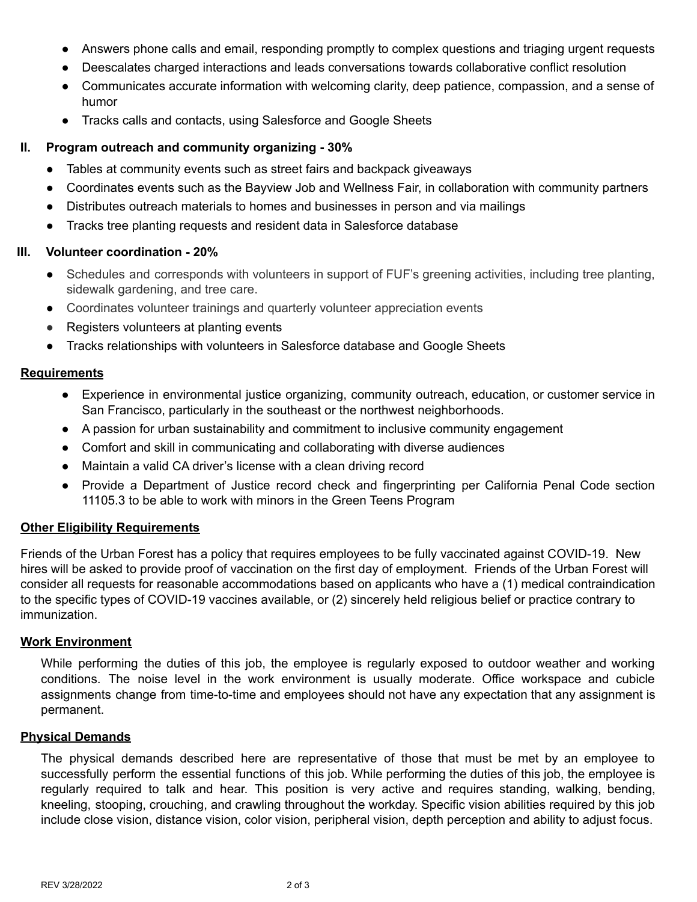- Answers phone calls and email, responding promptly to complex questions and triaging urgent requests
- Deescalates charged interactions and leads conversations towards collaborative conflict resolution
- Communicates accurate information with welcoming clarity, deep patience, compassion, and a sense of humor
- Tracks calls and contacts, using Salesforce and Google Sheets

### II. Program outreach and community organizing - 30%

- Tables at community events such as street fairs and backpack giveaways
- Coordinates events such as the Bayview Job and Wellness Fair, in collaboration with community partners
- Distributes outreach materials to homes and businesses in person and via mailings
- Tracks tree planting requests and resident data in Salesforce database

### III. Volunteer coordination - 20%

- Schedules and corresponds with volunteers in support of FUF's greening activities, including tree planting, sidewalk gardening, and tree care.
- Coordinates volunteer trainings and quarterly volunteer appreciation events
- Registers volunteers at planting events
- Tracks relationships with volunteers in Salesforce database and Google Sheets

## Requirements

- Experience in environmental justice organizing, community outreach, education, or customer service in San Francisco, particularly in the southeast or the northwest neighborhoods.
- A passion for urban sustainability and commitment to inclusive community engagement
- Comfort and skill in communicating and collaborating with diverse audiences
- Maintain a valid CA driver's license with a clean driving record
- Provide a Department of Justice record check and fingerprinting per California Penal Code section 11105.3 to be able to work with minors in the Green Teens Program

## Other Eligibility Requirements

Friends of the Urban Forest has a policy that requires employees to be fully vaccinated against COVID-19. New hires will be asked to provide proof of vaccination on the first day of employment. Friends of the Urban Forest will consider all requests for reasonable accommodations based on applicants who have a (1) medical contraindication to the specific types of COVID-19 vaccines available, or (2) sincerely held religious belief or practice contrary to immunization.

## Work Environment

While performing the duties of this job, the employee is regularly exposed to outdoor weather and working conditions. The noise level in the work environment is usually moderate. Office workspace and cubicle assignments change from time-to-time and employees should not have any expectation that any assignment is permanent.

## Physical Demands

The physical demands described here are representative of those that must be met by an employee to successfully perform the essential functions of this job. While performing the duties of this job, the employee is regularly required to talk and hear. This position is very active and requires standing, walking, bending, kneeling, stooping, crouching, and crawling throughout the workday. Specific vision abilities required by this job include close vision, distance vision, color vision, peripheral vision, depth perception and ability to adjust focus.

REV 3/28/2022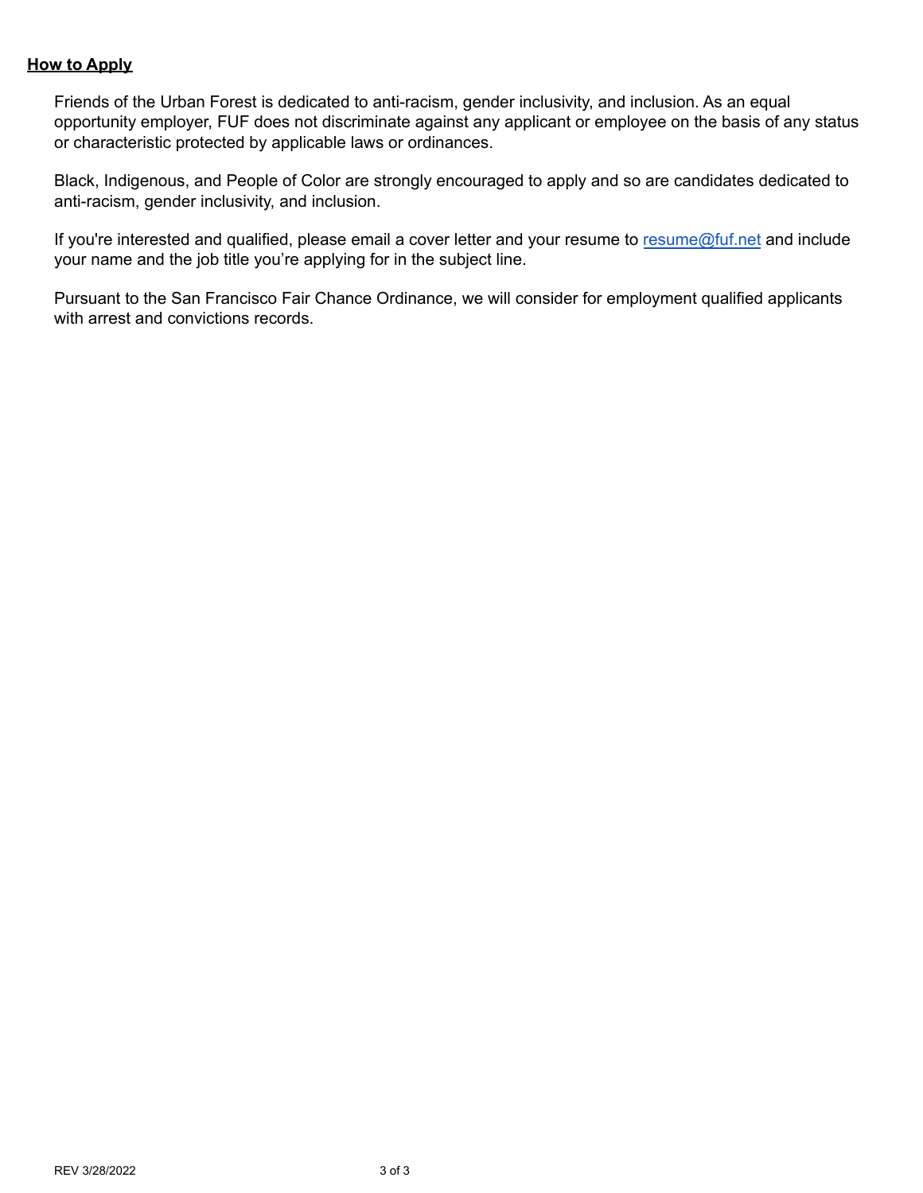## How to Apply

Friends of the Urban Forest is dedicated to anti-racism, gender inclusivity, and inclusion. As an equal opportunity employer, FUF does not discriminate against any applicant or employee on the basis of any status or characteristic protected by applicable laws or ordinances.

Black, Indigenous, and People of Color are strongly encouraged to apply and so are candidates dedicated to anti-racism, gender inclusivity, and inclusion.

If you're interested and qualified, please email a cover letter and your resume to resume@fuf.net and include your name and the job title you're applying for in the subject line.

Pursuant to the San Francisco Fair Chance Ordinance, we will consider for employment qualified applicants with arrest and convictions records.